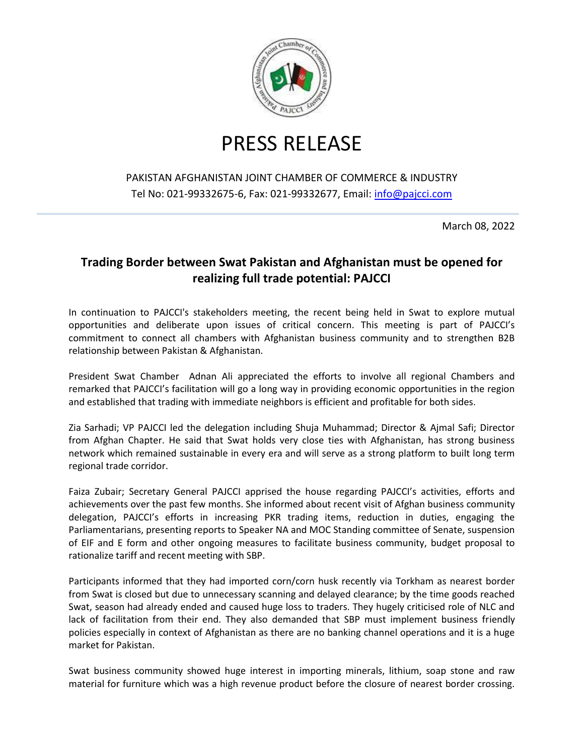# PRESS RELEASE

PAKISTAN AFGHANISTAN JOINT CHAMBER OF COMMERCE & INDUSTRY
Tel No: 021-99332675-6, Fax: 021-99332677, Email: info@pajcci.com

March 08, 2022

## Trading Border between Swat Pakistan and Afghanistan must be opened for realizing full trade potential: PAJCCI

In continuation to PAJCCI's stakeholders meeting, the recent being held in Swat to explore mutual opportunities and deliberate upon issues of critical concern. This meeting is part of PAJCCI's commitment to connect all chambers with Afghanistan business community and to strengthen B2B relationship between Pakistan & Afghanistan.

President Swat Chamber Adnan Ali appreciated the efforts to involve all regional Chambers and remarked that PAJCCI's facilitation will go a long way in providing economic opportunities in the region and established that trading with immediate neighbors is efficient and profitable for both sides.

Zia Sarhadi; VP PAJCCI led the delegation including Shuja Muhammad; Director & Ajmal Safi; Director from Afghan Chapter. He said that Swat holds very close ties with Afghanistan, has strong business network which remained sustainable in every era and will serve as a strong platform to built long term regional trade corridor.

Faiza Zubair; Secretary General PAJCCI apprised the house regarding PAJCCI's activities, efforts and achievements over the past few months. She informed about recent visit of Afghan business community delegation, PAJCCI's efforts in increasing PKR trading items, reduction in duties, engaging the Parliamentarians, presenting reports to Speaker NA and MOC Standing committee of Senate, suspension of EIF and E form and other ongoing measures to facilitate business community, budget proposal to rationalize tariff and recent meeting with SBP.

Participants informed that they had imported corn/corn husk recently via Torkham as nearest border from Swat is closed but due to unnecessary scanning and delayed clearance; by the time goods reached Swat, season had already ended and caused huge loss to traders. They hugely criticised role of NLC and lack of facilitation from their end. They also demanded that SBP must implement business friendly policies especially in context of Afghanistan as there are no banking channel operations and it is a huge market for Pakistan.

Swat business community showed huge interest in importing minerals, lithium, soap stone and raw material for furniture which was a high revenue product before the closure of nearest border crossing.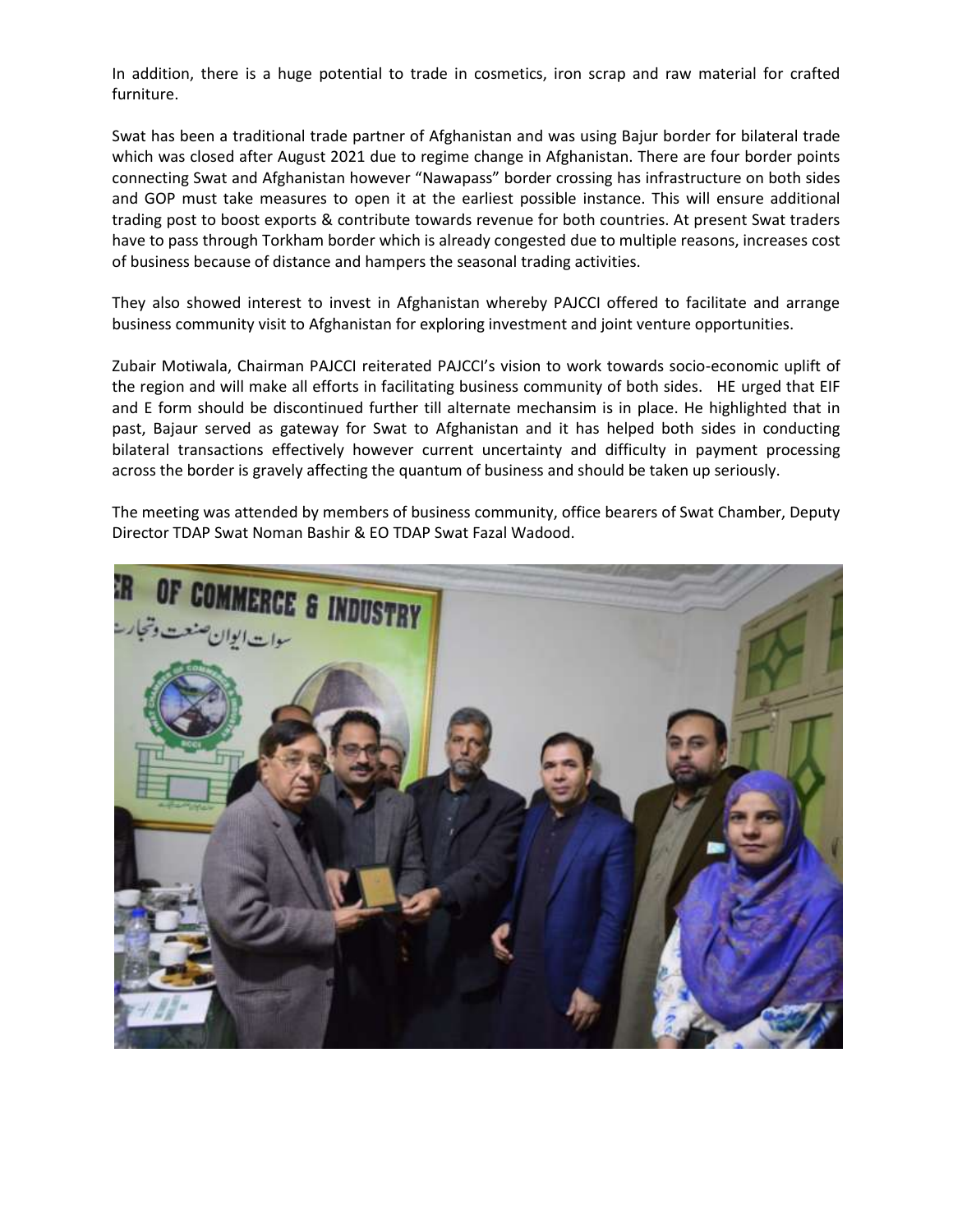In addition, there is a huge potential to trade in cosmetics, iron scrap and raw material for crafted furniture.

Swat has been a traditional trade partner of Afghanistan and was using Bajur border for bilateral trade which was closed after August 2021 due to regime change in Afghanistan. There are four border points connecting Swat and Afghanistan however "Nawapass" border crossing has infrastructure on both sides and GOP must take measures to open it at the earliest possible instance. This will ensure additional trading post to boost exports & contribute towards revenue for both countries. At present Swat traders have to pass through Torkham border which is already congested due to multiple reasons, increases cost of business because of distance and hampers the seasonal trading activities.

They also showed interest to invest in Afghanistan whereby PAJCCI offered to facilitate and arrange business community visit to Afghanistan for exploring investment and joint venture opportunities.

Zubair Motiwala, Chairman PAJCCI reiterated PAJCCI's vision to work towards socio-economic uplift of the region and will make all efforts in facilitating business community of both sides. HE urged that EIF and E form should be discontinued further till alternate mechansim is in place. He highlighted that in past, Bajaur served as gateway for Swat to Afghanistan and it has helped both sides in conducting bilateral transactions effectively however current uncertainty and difficulty in payment processing across the border is gravely affecting the quantum of business and should be taken up seriously.

The meeting was attended by members of business community, office bearers of Swat Chamber, Deputy Director TDAP Swat Noman Bashir & EO TDAP Swat Fazal Wadood.